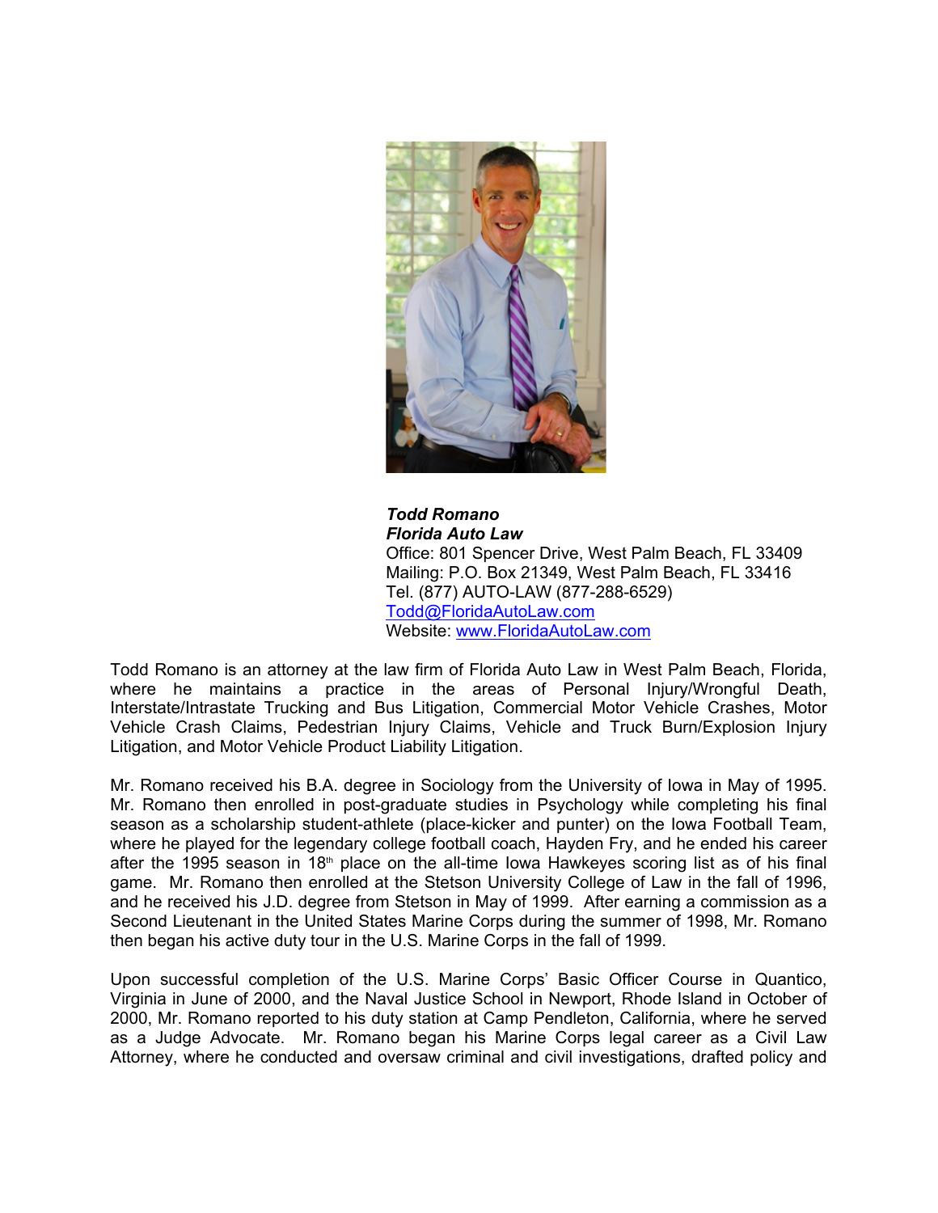***Todd Romano***
***Florida Auto Law***
Office: 801 Spencer Drive, West Palm Beach, FL 33409
Mailing: P.O. Box 21349, West Palm Beach, FL 33416
Tel. (877) AUTO-LAW (877-288-6529)
[Todd@FloridaAutoLaw.com](mailto:Todd@FloridaAutoLaw.com)
Website: [www.FloridaAutoLaw.com](http://www.FloridaAutoLaw.com)

Todd Romano is an attorney at the law firm of Florida Auto Law in West Palm Beach, Florida, where he maintains a practice in the areas of Personal Injury/Wrongful Death, Interstate/Intrastate Trucking and Bus Litigation, Commercial Motor Vehicle Crashes, Motor Vehicle Crash Claims, Pedestrian Injury Claims, Vehicle and Truck Burn/Explosion Injury Litigation, and Motor Vehicle Product Liability Litigation.

Mr. Romano received his B.A. degree in Sociology from the University of Iowa in May of 1995. Mr. Romano then enrolled in post-graduate studies in Psychology while completing his final season as a scholarship student-athlete (place-kicker and punter) on the Iowa Football Team, where he played for the legendary college football coach, Hayden Fry, and he ended his career after the 1995 season in 18th place on the all-time Iowa Hawkeyes scoring list as of his final game. Mr. Romano then enrolled at the Stetson University College of Law in the fall of 1996, and he received his J.D. degree from Stetson in May of 1999. After earning a commission as a Second Lieutenant in the United States Marine Corps during the summer of 1998, Mr. Romano then began his active duty tour in the U.S. Marine Corps in the fall of 1999.

Upon successful completion of the U.S. Marine Corps' Basic Officer Course in Quantico, Virginia in June of 2000, and the Naval Justice School in Newport, Rhode Island in October of 2000, Mr. Romano reported to his duty station at Camp Pendleton, California, where he served as a Judge Advocate. Mr. Romano began his Marine Corps legal career as a Civil Law Attorney, where he conducted and oversaw criminal and civil investigations, drafted policy and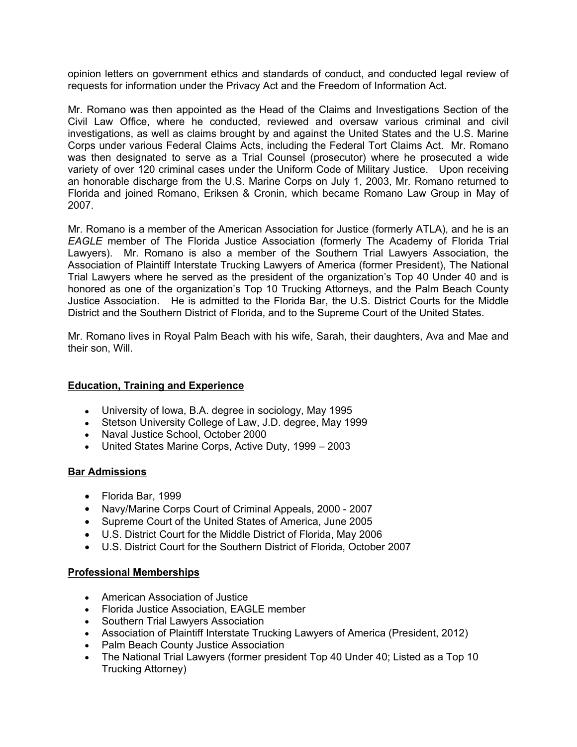opinion letters on government ethics and standards of conduct, and conducted legal review of requests for information under the Privacy Act and the Freedom of Information Act.

Mr. Romano was then appointed as the Head of the Claims and Investigations Section of the Civil Law Office, where he conducted, reviewed and oversaw various criminal and civil investigations, as well as claims brought by and against the United States and the U.S. Marine Corps under various Federal Claims Acts, including the Federal Tort Claims Act. Mr. Romano was then designated to serve as a Trial Counsel (prosecutor) where he prosecuted a wide variety of over 120 criminal cases under the Uniform Code of Military Justice. Upon receiving an honorable discharge from the U.S. Marine Corps on July 1, 2003, Mr. Romano returned to Florida and joined Romano, Eriksen & Cronin, which became Romano Law Group in May of 2007.

Mr. Romano is a member of the American Association for Justice (formerly ATLA), and he is an *EAGLE* member of The Florida Justice Association (formerly The Academy of Florida Trial Lawyers). Mr. Romano is also a member of the Southern Trial Lawyers Association, the Association of Plaintiff Interstate Trucking Lawyers of America (former President), The National Trial Lawyers where he served as the president of the organization's Top 40 Under 40 and is honored as one of the organization's Top 10 Trucking Attorneys, and the Palm Beach County Justice Association. He is admitted to the Florida Bar, the U.S. District Courts for the Middle District and the Southern District of Florida, and to the Supreme Court of the United States.

Mr. Romano lives in Royal Palm Beach with his wife, Sarah, their daughters, Ava and Mae and their son, Will.

## Education, Training and Experience

- University of Iowa, B.A. degree in sociology, May 1995
- Stetson University College of Law, J.D. degree, May 1999
- Naval Justice School, October 2000
- United States Marine Corps, Active Duty, 1999 – 2003

## Bar Admissions

- Florida Bar, 1999
- Navy/Marine Corps Court of Criminal Appeals, 2000 - 2007
- Supreme Court of the United States of America, June 2005
- U.S. District Court for the Middle District of Florida, May 2006
- U.S. District Court for the Southern District of Florida, October 2007

## Professional Memberships

- American Association of Justice
- Florida Justice Association, EAGLE member
- Southern Trial Lawyers Association
- Association of Plaintiff Interstate Trucking Lawyers of America (President, 2012)
- Palm Beach County Justice Association
- The National Trial Lawyers (former president Top 40 Under 40; Listed as a Top 10 Trucking Attorney)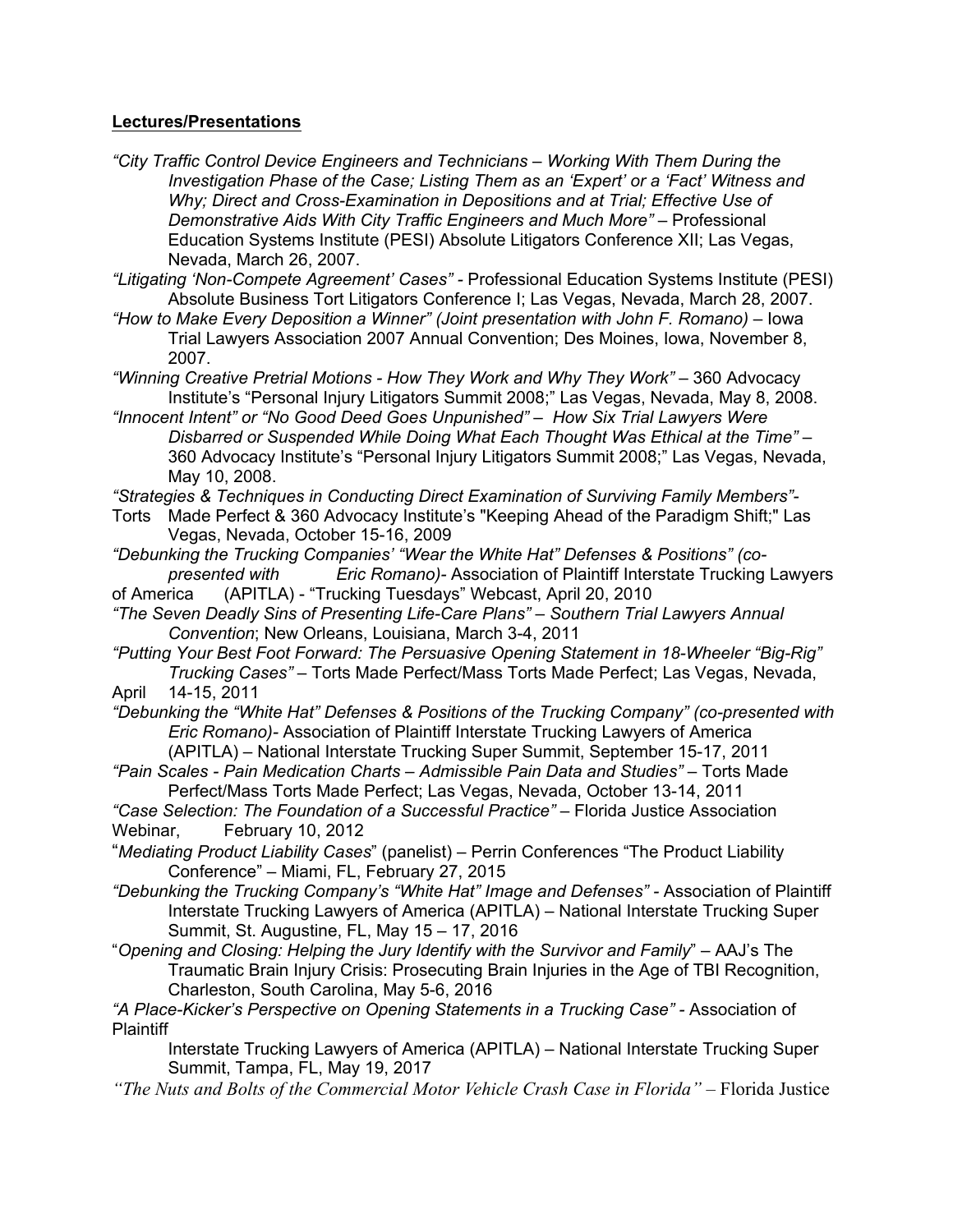## **Lectures/Presentations**

*"City Traffic Control Device Engineers and Technicians – Working With Them During the Investigation Phase of the Case; Listing Them as an 'Expert' or a 'Fact' Witness and Why; Direct and Cross-Examination in Depositions and at Trial; Effective Use of Demonstrative Aids With City Traffic Engineers and Much More"* – Professional Education Systems Institute (PESI) Absolute Litigators Conference XII; Las Vegas, Nevada, March 26, 2007.

*"Litigating 'Non-Compete Agreement' Cases"* - Professional Education Systems Institute (PESI) Absolute Business Tort Litigators Conference I; Las Vegas, Nevada, March 28, 2007.

*"How to Make Every Deposition a Winner" (Joint presentation with John F. Romano)* – Iowa Trial Lawyers Association 2007 Annual Convention; Des Moines, Iowa, November 8, 2007.

*"Winning Creative Pretrial Motions - How They Work and Why They Work"* – 360 Advocacy Institute's "Personal Injury Litigators Summit 2008;" Las Vegas, Nevada, May 8, 2008.

*"Innocent Intent" or "No Good Deed Goes Unpunished" – How Six Trial Lawyers Were Disbarred or Suspended While Doing What Each Thought Was Ethical at the Time"* – 360 Advocacy Institute's "Personal Injury Litigators Summit 2008;" Las Vegas, Nevada, May 10, 2008.

*"Strategies & Techniques in Conducting Direct Examination of Surviving Family Members"*- Torts Made Perfect & 360 Advocacy Institute's "Keeping Ahead of the Paradigm Shift;" Las Vegas, Nevada, October 15-16, 2009

*"Debunking the Trucking Companies' "Wear the White Hat" Defenses & Positions" (co-presented with Eric Romano)*- Association of Plaintiff Interstate Trucking Lawyers of America (APITLA) - "Trucking Tuesdays" Webcast, April 20, 2010

*"The Seven Deadly Sins of Presenting Life-Care Plans" – Southern Trial Lawyers Annual Convention*; New Orleans, Louisiana, March 3-4, 2011

*"Putting Your Best Foot Forward: The Persuasive Opening Statement in 18-Wheeler "Big-Rig" Trucking Cases"* – Torts Made Perfect/Mass Torts Made Perfect; Las Vegas, Nevada, April 14-15, 2011

*"Debunking the "White Hat" Defenses & Positions of the Trucking Company" (co-presented with Eric Romano)*- Association of Plaintiff Interstate Trucking Lawyers of America (APITLA) – National Interstate Trucking Super Summit, September 15-17, 2011

*"Pain Scales - Pain Medication Charts – Admissible Pain Data and Studies"* – Torts Made Perfect/Mass Torts Made Perfect; Las Vegas, Nevada, October 13-14, 2011

*"Case Selection: The Foundation of a Successful Practice"* – Florida Justice Association Webinar, February 10, 2012

"*Mediating Product Liability Cases*" (panelist) – Perrin Conferences "The Product Liability Conference" – Miami, FL, February 27, 2015

*"Debunking the Trucking Company's "White Hat" Image and Defenses"* - Association of Plaintiff Interstate Trucking Lawyers of America (APITLA) – National Interstate Trucking Super Summit, St. Augustine, FL, May 15 – 17, 2016

"*Opening and Closing: Helping the Jury Identify with the Survivor and Family*" – AAJ's The Traumatic Brain Injury Crisis: Prosecuting Brain Injuries in the Age of TBI Recognition, Charleston, South Carolina, May 5-6, 2016

*"A Place-Kicker's Perspective on Opening Statements in a Trucking Case"* - Association of Plaintiff Interstate Trucking Lawyers of America (APITLA) – National Interstate Trucking Super Summit, Tampa, FL, May 19, 2017

*"The Nuts and Bolts of the Commercial Motor Vehicle Crash Case in Florida"* – Florida Justice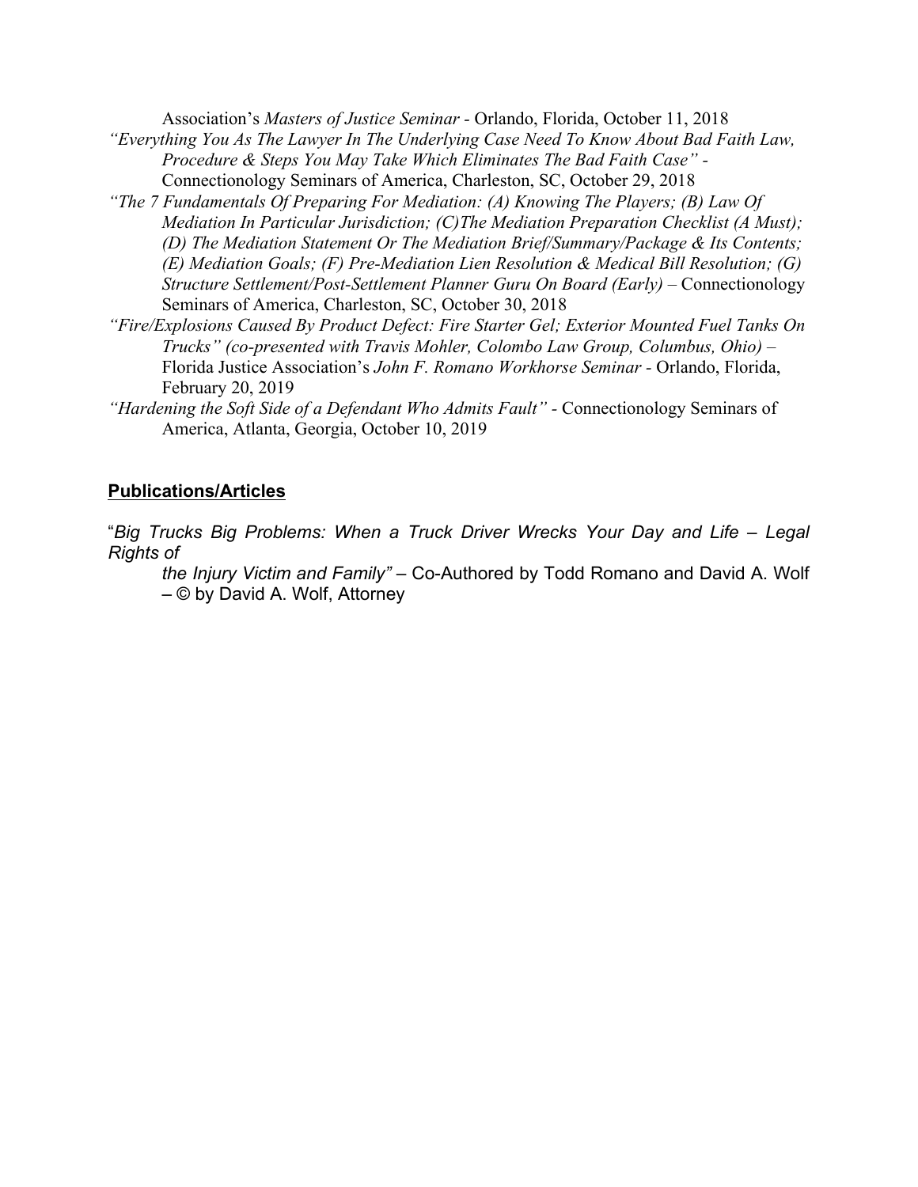Association's *Masters of Justice Seminar* - Orlando, Florida, October 11, 2018

*"Everything You As The Lawyer In The Underlying Case Need To Know About Bad Faith Law, Procedure & Steps You May Take Which Eliminates The Bad Faith Case"* - Connectionology Seminars of America, Charleston, SC, October 29, 2018

*"The 7 Fundamentals Of Preparing For Mediation: (A) Knowing The Players; (B) Law Of Mediation In Particular Jurisdiction; (C)The Mediation Preparation Checklist (A Must); (D) The Mediation Statement Or The Mediation Brief/Summary/Package & Its Contents; (E) Mediation Goals; (F) Pre-Mediation Lien Resolution & Medical Bill Resolution; (G) Structure Settlement/Post-Settlement Planner Guru On Board (Early)* – Connectionology Seminars of America, Charleston, SC, October 30, 2018

*"Fire/Explosions Caused By Product Defect: Fire Starter Gel; Exterior Mounted Fuel Tanks On Trucks" (co-presented with Travis Mohler, Colombo Law Group, Columbus, Ohio)* – Florida Justice Association's *John F. Romano Workhorse Seminar* - Orlando, Florida, February 20, 2019

*"Hardening the Soft Side of a Defendant Who Admits Fault"* - Connectionology Seminars of America, Atlanta, Georgia, October 10, 2019

## Publications/Articles

"*Big Trucks Big Problems: When a Truck Driver Wrecks Your Day and Life – Legal Rights of the Injury Victim and Family"* – Co-Authored by Todd Romano and David A. Wolf – © by David A. Wolf, Attorney